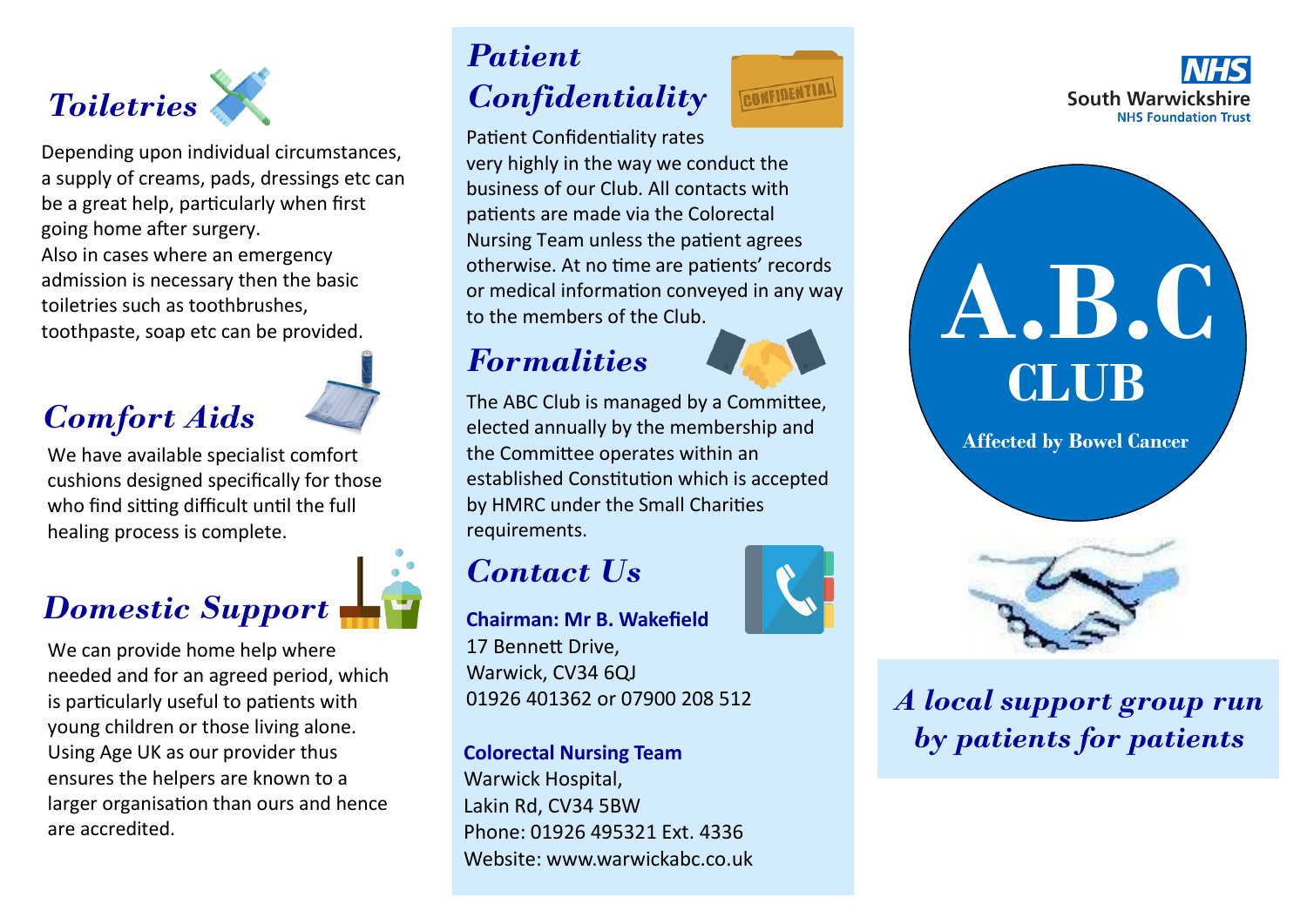## Toiletries

Depending upon individual circumstances, a supply of creams, pads, dressings etc can be a great help, particularly when first going home after surgery.
Also in cases where an emergency admission is necessary then the basic toiletries such as toothbrushes, toothpaste, soap etc can be provided.

## Comfort Aids

We have available specialist comfort cushions designed specifically for those who find sitting difficult until the full healing process is complete.

## Domestic Support

We can provide home help where needed and for an agreed period, which is particularly useful to patients with young children or those living alone. Using Age UK as our provider thus ensures the helpers are known to a larger organisation than ours and hence are accredited.

## Patient Confidentiality

Patient Confidentiality rates very highly in the way we conduct the business of our Club. All contacts with patients are made via the Colorectal Nursing Team unless the patient agrees otherwise. At no time are patients' records or medical information conveyed in any way to the members of the Club.

## Formalities

The ABC Club is managed by a Committee, elected annually by the membership and the Committee operates within an established Constitution which is accepted by HMRC under the Small Charities requirements.

## Contact Us

**Chairman: Mr B. Wakefield**
17 Bennett Drive,
Warwick, CV34 6QJ
01926 401362 or 07900 208 512

**Colorectal Nursing Team**
Warwick Hospital,
Lakin Rd, CV34 5BW
Phone: 01926 495321 Ext. 4336
Website: www.warwickabc.co.uk

NHS
South Warwickshire
NHS Foundation Trust

# A.B.C CLUB

**Affected by Bowel Cancer**

*A local support group run by patients for patients*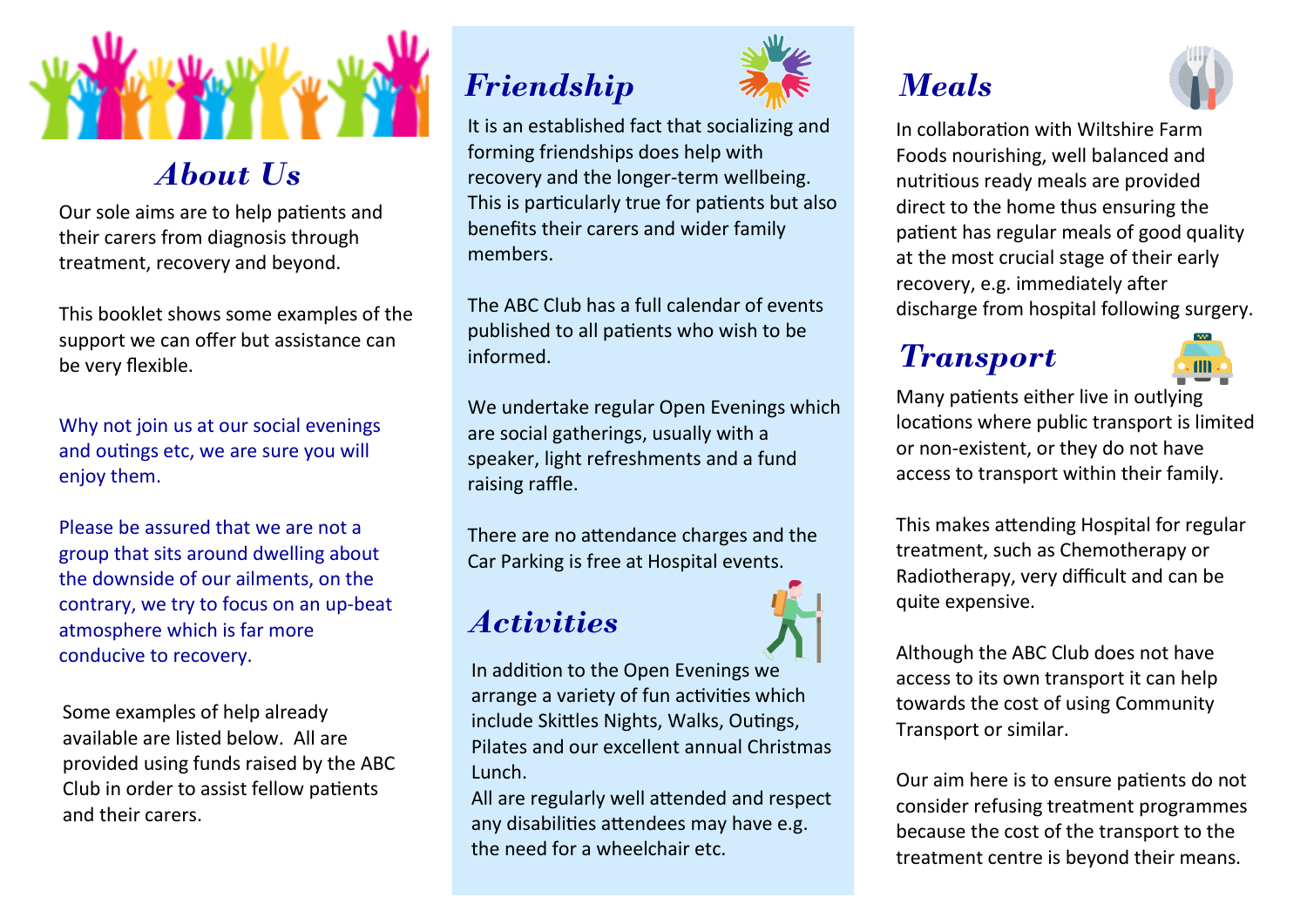## About Us

Our sole aims are to help patients and their carers from diagnosis through treatment, recovery and beyond.

This booklet shows some examples of the support we can offer but assistance can be very flexible.

Why not join us at our social evenings and outings etc, we are sure you will enjoy them.

Please be assured that we are not a group that sits around dwelling about the downside of our ailments, on the contrary, we try to focus on an up-beat atmosphere which is far more conducive to recovery.

Some examples of help already available are listed below. All are provided using funds raised by the ABC Club in order to assist fellow patients and their carers.

## Friendship

It is an established fact that socializing and forming friendships does help with recovery and the longer-term wellbeing. This is particularly true for patients but also benefits their carers and wider family members.

The ABC Club has a full calendar of events published to all patients who wish to be informed.

We undertake regular Open Evenings which are social gatherings, usually with a speaker, light refreshments and a fund raising raffle.

There are no attendance charges and the Car Parking is free at Hospital events.

## Activities

In addition to the Open Evenings we arrange a variety of fun activities which include Skittles Nights, Walks, Outings, Pilates and our excellent annual Christmas Lunch.

All are regularly well attended and respect any disabilities attendees may have e.g. the need for a wheelchair etc.

## Meals

In collaboration with Wiltshire Farm Foods nourishing, well balanced and nutritious ready meals are provided direct to the home thus ensuring the patient has regular meals of good quality at the most crucial stage of their early recovery, e.g. immediately after discharge from hospital following surgery.

## Transport

Many patients either live in outlying locations where public transport is limited or non-existent, or they do not have access to transport within their family.

This makes attending Hospital for regular treatment, such as Chemotherapy or Radiotherapy, very difficult and can be quite expensive.

Although the ABC Club does not have access to its own transport it can help towards the cost of using Community Transport or similar.

Our aim here is to ensure patients do not consider refusing treatment programmes because the cost of the transport to the treatment centre is beyond their means.